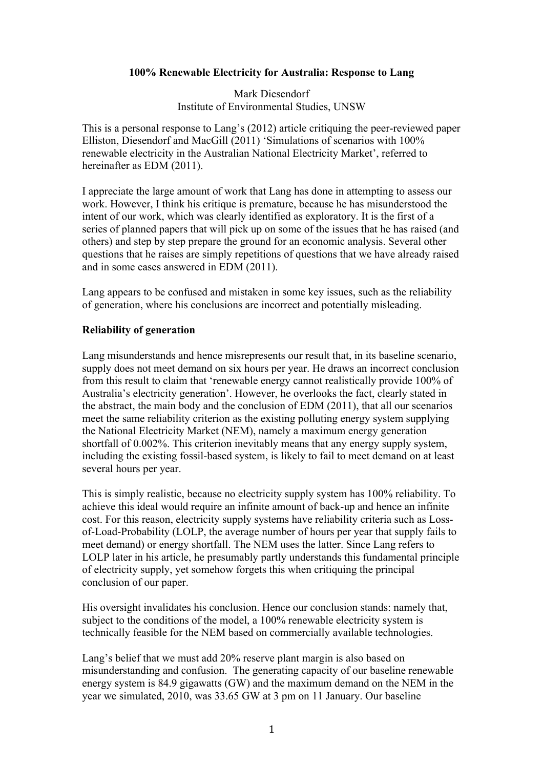**100% Renewable Electricity for Australia: Response to Lang**

Mark Diesendorf
Institute of Environmental Studies, UNSW

This is a personal response to Lang's (2012) article critiquing the peer-reviewed paper Elliston, Diesendorf and MacGill (2011) 'Simulations of scenarios with 100% renewable electricity in the Australian National Electricity Market', referred to hereinafter as EDM (2011).

I appreciate the large amount of work that Lang has done in attempting to assess our work. However, I think his critique is premature, because he has misunderstood the intent of our work, which was clearly identified as exploratory. It is the first of a series of planned papers that will pick up on some of the issues that he has raised (and others) and step by step prepare the ground for an economic analysis. Several other questions that he raises are simply repetitions of questions that we have already raised and in some cases answered in EDM (2011).

Lang appears to be confused and mistaken in some key issues, such as the reliability of generation, where his conclusions are incorrect and potentially misleading.

**Reliability of generation**

Lang misunderstands and hence misrepresents our result that, in its baseline scenario, supply does not meet demand on six hours per year. He draws an incorrect conclusion from this result to claim that 'renewable energy cannot realistically provide 100% of Australia's electricity generation'. However, he overlooks the fact, clearly stated in the abstract, the main body and the conclusion of EDM (2011), that all our scenarios meet the same reliability criterion as the existing polluting energy system supplying the National Electricity Market (NEM), namely a maximum energy generation shortfall of 0.002%. This criterion inevitably means that any energy supply system, including the existing fossil-based system, is likely to fail to meet demand on at least several hours per year.

This is simply realistic, because no electricity supply system has 100% reliability. To achieve this ideal would require an infinite amount of back-up and hence an infinite cost. For this reason, electricity supply systems have reliability criteria such as Loss-of-Load-Probability (LOLP, the average number of hours per year that supply fails to meet demand) or energy shortfall. The NEM uses the latter. Since Lang refers to LOLP later in his article, he presumably partly understands this fundamental principle of electricity supply, yet somehow forgets this when critiquing the principal conclusion of our paper.

His oversight invalidates his conclusion. Hence our conclusion stands: namely that, subject to the conditions of the model, a 100% renewable electricity system is technically feasible for the NEM based on commercially available technologies.

Lang's belief that we must add 20% reserve plant margin is also based on misunderstanding and confusion. The generating capacity of our baseline renewable energy system is 84.9 gigawatts (GW) and the maximum demand on the NEM in the year we simulated, 2010, was 33.65 GW at 3 pm on 11 January. Our baseline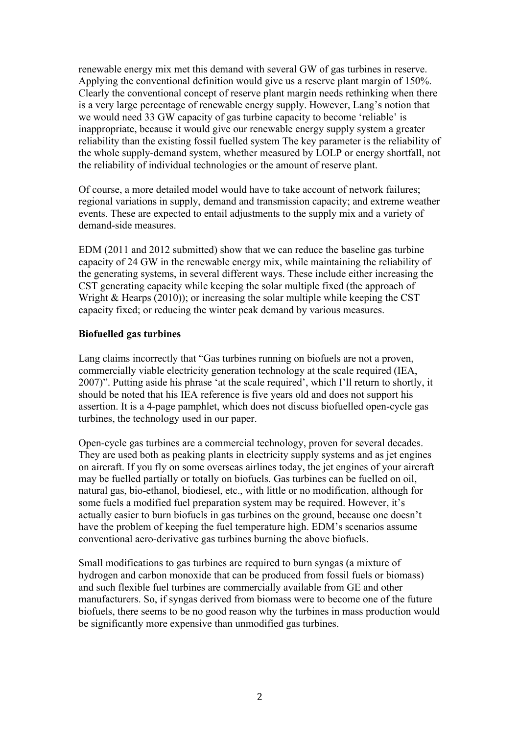renewable energy mix met this demand with several GW of gas turbines in reserve. Applying the conventional definition would give us a reserve plant margin of 150%. Clearly the conventional concept of reserve plant margin needs rethinking when there is a very large percentage of renewable energy supply. However, Lang's notion that we would need 33 GW capacity of gas turbine capacity to become 'reliable' is inappropriate, because it would give our renewable energy supply system a greater reliability than the existing fossil fuelled system The key parameter is the reliability of the whole supply-demand system, whether measured by LOLP or energy shortfall, not the reliability of individual technologies or the amount of reserve plant.

Of course, a more detailed model would have to take account of network failures; regional variations in supply, demand and transmission capacity; and extreme weather events. These are expected to entail adjustments to the supply mix and a variety of demand-side measures.

EDM (2011 and 2012 submitted) show that we can reduce the baseline gas turbine capacity of 24 GW in the renewable energy mix, while maintaining the reliability of the generating systems, in several different ways. These include either increasing the CST generating capacity while keeping the solar multiple fixed (the approach of Wright & Hearps (2010)); or increasing the solar multiple while keeping the CST capacity fixed; or reducing the winter peak demand by various measures.

**Biofuelled gas turbines**

Lang claims incorrectly that "Gas turbines running on biofuels are not a proven, commercially viable electricity generation technology at the scale required (IEA, 2007)". Putting aside his phrase 'at the scale required', which I'll return to shortly, it should be noted that his IEA reference is five years old and does not support his assertion. It is a 4-page pamphlet, which does not discuss biofuelled open-cycle gas turbines, the technology used in our paper.

Open-cycle gas turbines are a commercial technology, proven for several decades. They are used both as peaking plants in electricity supply systems and as jet engines on aircraft. If you fly on some overseas airlines today, the jet engines of your aircraft may be fuelled partially or totally on biofuels. Gas turbines can be fuelled on oil, natural gas, bio-ethanol, biodiesel, etc., with little or no modification, although for some fuels a modified fuel preparation system may be required. However, it's actually easier to burn biofuels in gas turbines on the ground, because one doesn't have the problem of keeping the fuel temperature high. EDM's scenarios assume conventional aero-derivative gas turbines burning the above biofuels.

Small modifications to gas turbines are required to burn syngas (a mixture of hydrogen and carbon monoxide that can be produced from fossil fuels or biomass) and such flexible fuel turbines are commercially available from GE and other manufacturers. So, if syngas derived from biomass were to become one of the future biofuels, there seems to be no good reason why the turbines in mass production would be significantly more expensive than unmodified gas turbines.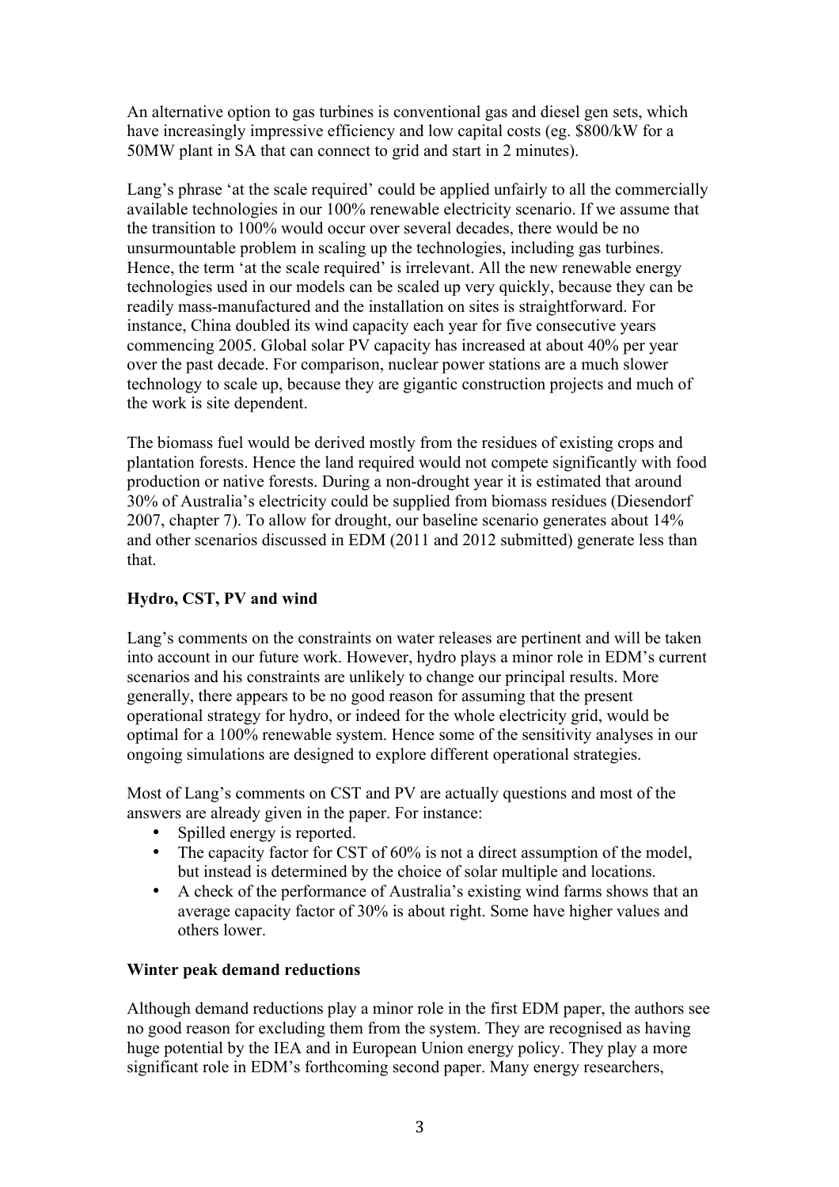An alternative option to gas turbines is conventional gas and diesel gen sets, which have increasingly impressive efficiency and low capital costs (eg. $800/kW for a 50MW plant in SA that can connect to grid and start in 2 minutes).

Lang's phrase 'at the scale required' could be applied unfairly to all the commercially available technologies in our 100% renewable electricity scenario. If we assume that the transition to 100% would occur over several decades, there would be no unsurmountable problem in scaling up the technologies, including gas turbines. Hence, the term 'at the scale required' is irrelevant. All the new renewable energy technologies used in our models can be scaled up very quickly, because they can be readily mass-manufactured and the installation on sites is straightforward. For instance, China doubled its wind capacity each year for five consecutive years commencing 2005. Global solar PV capacity has increased at about 40% per year over the past decade. For comparison, nuclear power stations are a much slower technology to scale up, because they are gigantic construction projects and much of the work is site dependent.

The biomass fuel would be derived mostly from the residues of existing crops and plantation forests. Hence the land required would not compete significantly with food production or native forests. During a non-drought year it is estimated that around 30% of Australia's electricity could be supplied from biomass residues (Diesendorf 2007, chapter 7). To allow for drought, our baseline scenario generates about 14% and other scenarios discussed in EDM (2011 and 2012 submitted) generate less than that.

**Hydro, CST, PV and wind**

Lang's comments on the constraints on water releases are pertinent and will be taken into account in our future work. However, hydro plays a minor role in EDM's current scenarios and his constraints are unlikely to change our principal results. More generally, there appears to be no good reason for assuming that the present operational strategy for hydro, or indeed for the whole electricity grid, would be optimal for a 100% renewable system. Hence some of the sensitivity analyses in our ongoing simulations are designed to explore different operational strategies.

Most of Lang's comments on CST and PV are actually questions and most of the answers are already given in the paper. For instance:

- Spilled energy is reported.
- The capacity factor for CST of 60% is not a direct assumption of the model, but instead is determined by the choice of solar multiple and locations.
- A check of the performance of Australia's existing wind farms shows that an average capacity factor of 30% is about right. Some have higher values and others lower.

**Winter peak demand reductions**

Although demand reductions play a minor role in the first EDM paper, the authors see no good reason for excluding them from the system. They are recognised as having huge potential by the IEA and in European Union energy policy. They play a more significant role in EDM's forthcoming second paper. Many energy researchers,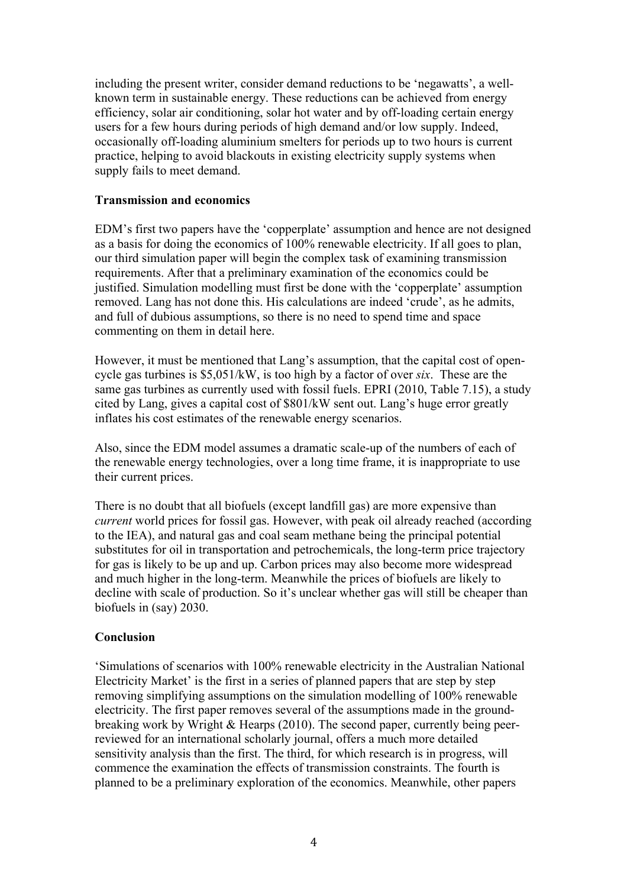including the present writer, consider demand reductions to be 'negawatts', a well-known term in sustainable energy. These reductions can be achieved from energy efficiency, solar air conditioning, solar hot water and by off-loading certain energy users for a few hours during periods of high demand and/or low supply. Indeed, occasionally off-loading aluminium smelters for periods up to two hours is current practice, helping to avoid blackouts in existing electricity supply systems when supply fails to meet demand.

**Transmission and economics**

EDM's first two papers have the 'copperplate' assumption and hence are not designed as a basis for doing the economics of 100% renewable electricity. If all goes to plan, our third simulation paper will begin the complex task of examining transmission requirements. After that a preliminary examination of the economics could be justified. Simulation modelling must first be done with the 'copperplate' assumption removed. Lang has not done this. His calculations are indeed 'crude', as he admits, and full of dubious assumptions, so there is no need to spend time and space commenting on them in detail here.

However, it must be mentioned that Lang's assumption, that the capital cost of open-cycle gas turbines is $5,051/kW, is too high by a factor of over *six*. These are the same gas turbines as currently used with fossil fuels. EPRI (2010, Table 7.15), a study cited by Lang, gives a capital cost of $801/kW sent out. Lang's huge error greatly inflates his cost estimates of the renewable energy scenarios.

Also, since the EDM model assumes a dramatic scale-up of the numbers of each of the renewable energy technologies, over a long time frame, it is inappropriate to use their current prices.

There is no doubt that all biofuels (except landfill gas) are more expensive than *current* world prices for fossil gas. However, with peak oil already reached (according to the IEA), and natural gas and coal seam methane being the principal potential substitutes for oil in transportation and petrochemicals, the long-term price trajectory for gas is likely to be up and up. Carbon prices may also become more widespread and much higher in the long-term. Meanwhile the prices of biofuels are likely to decline with scale of production. So it's unclear whether gas will still be cheaper than biofuels in (say) 2030.

**Conclusion**

'Simulations of scenarios with 100% renewable electricity in the Australian National Electricity Market' is the first in a series of planned papers that are step by step removing simplifying assumptions on the simulation modelling of 100% renewable electricity. The first paper removes several of the assumptions made in the ground-breaking work by Wright & Hearps (2010). The second paper, currently being peer-reviewed for an international scholarly journal, offers a much more detailed sensitivity analysis than the first. The third, for which research is in progress, will commence the examination the effects of transmission constraints. The fourth is planned to be a preliminary exploration of the economics. Meanwhile, other papers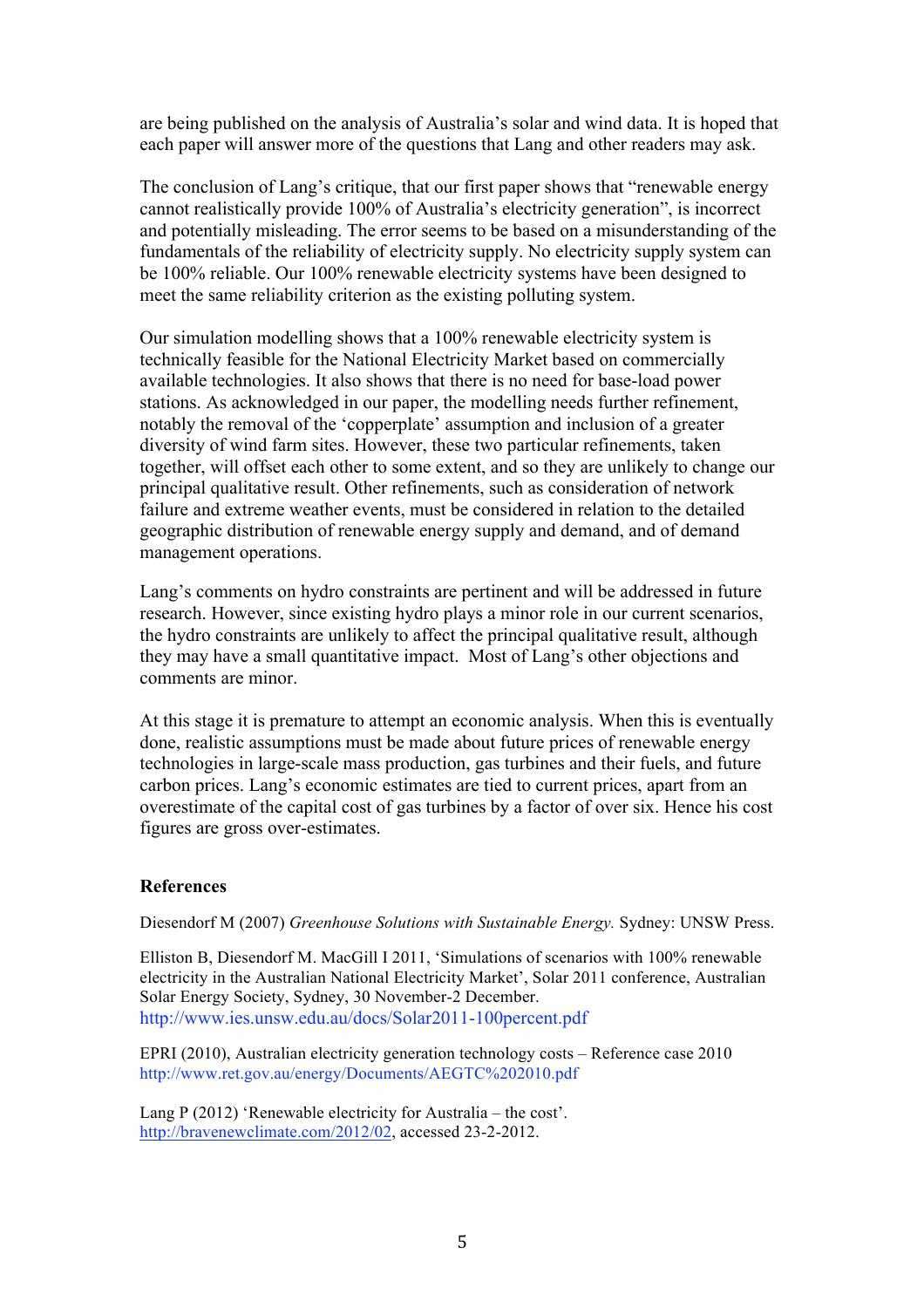are being published on the analysis of Australia's solar and wind data. It is hoped that each paper will answer more of the questions that Lang and other readers may ask.

The conclusion of Lang's critique, that our first paper shows that "renewable energy cannot realistically provide 100% of Australia's electricity generation", is incorrect and potentially misleading. The error seems to be based on a misunderstanding of the fundamentals of the reliability of electricity supply. No electricity supply system can be 100% reliable. Our 100% renewable electricity systems have been designed to meet the same reliability criterion as the existing polluting system.

Our simulation modelling shows that a 100% renewable electricity system is technically feasible for the National Electricity Market based on commercially available technologies. It also shows that there is no need for base-load power stations. As acknowledged in our paper, the modelling needs further refinement, notably the removal of the 'copperplate' assumption and inclusion of a greater diversity of wind farm sites. However, these two particular refinements, taken together, will offset each other to some extent, and so they are unlikely to change our principal qualitative result. Other refinements, such as consideration of network failure and extreme weather events, must be considered in relation to the detailed geographic distribution of renewable energy supply and demand, and of demand management operations.

Lang's comments on hydro constraints are pertinent and will be addressed in future research. However, since existing hydro plays a minor role in our current scenarios, the hydro constraints are unlikely to affect the principal qualitative result, although they may have a small quantitative impact. Most of Lang's other objections and comments are minor.

At this stage it is premature to attempt an economic analysis. When this is eventually done, realistic assumptions must be made about future prices of renewable energy technologies in large-scale mass production, gas turbines and their fuels, and future carbon prices. Lang's economic estimates are tied to current prices, apart from an overestimate of the capital cost of gas turbines by a factor of over six. Hence his cost figures are gross over-estimates.

## References

Diesendorf M (2007) *Greenhouse Solutions with Sustainable Energy.* Sydney: UNSW Press.

Elliston B, Diesendorf M. MacGill I 2011, 'Simulations of scenarios with 100% renewable electricity in the Australian National Electricity Market', Solar 2011 conference, Australian Solar Energy Society, Sydney, 30 November-2 December. http://www.ies.unsw.edu.au/docs/Solar2011-100percent.pdf

EPRI (2010), Australian electricity generation technology costs – Reference case 2010 http://www.ret.gov.au/energy/Documents/AEGTC%202010.pdf

Lang P (2012) 'Renewable electricity for Australia – the cost'. http://bravenewclimate.com/2012/02, accessed 23-2-2012.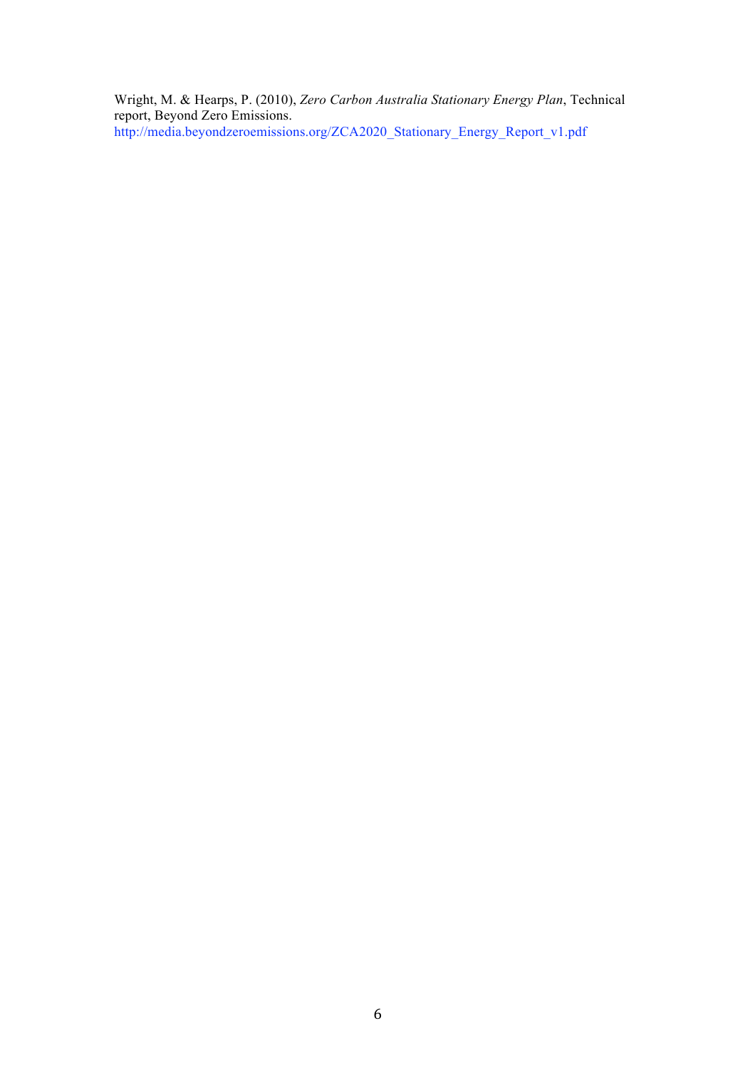Wright, M. & Hearps, P. (2010), *Zero Carbon Australia Stationary Energy Plan*, Technical report, Beyond Zero Emissions.
http://media.beyondzeroemissions.org/ZCA2020_Stationary_Energy_Report_v1.pdf